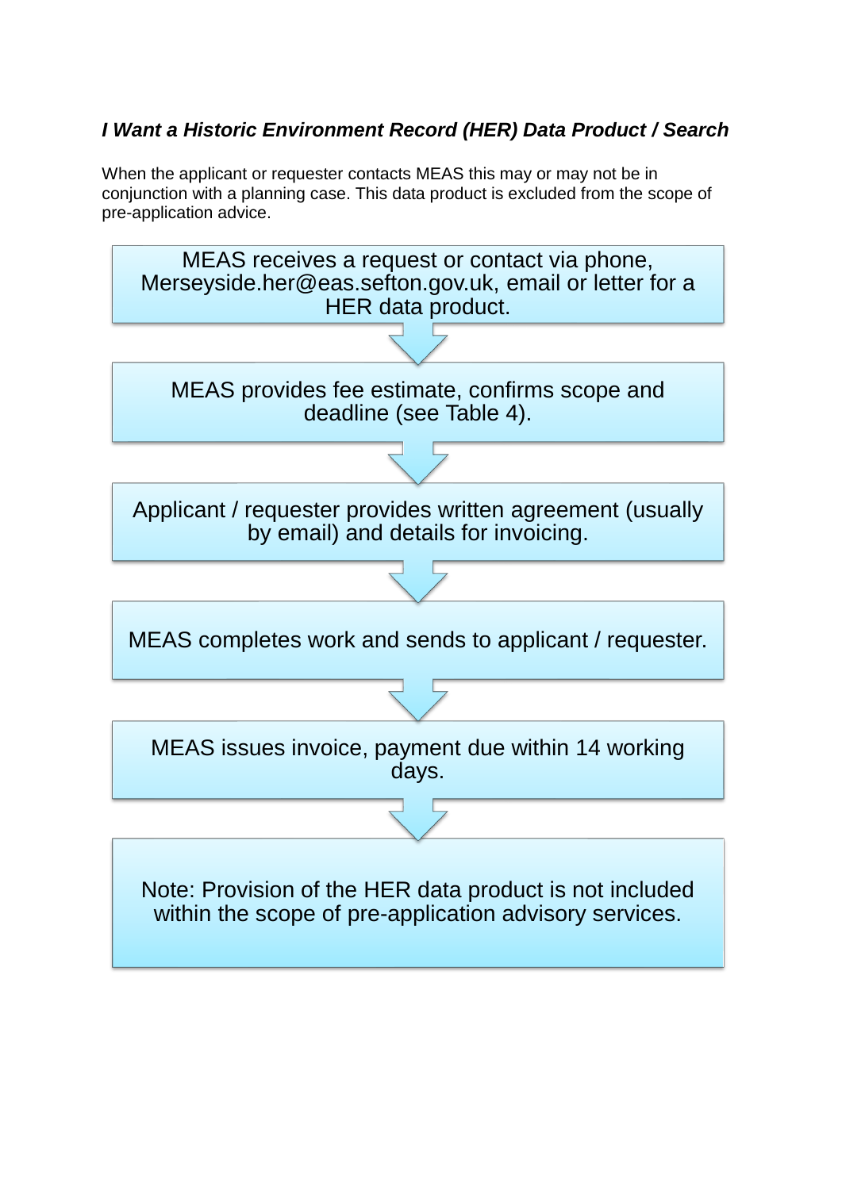*I Want a Historic Environment Record (HER) Data Product / Search*

When the applicant or requester contacts MEAS this may or may not be in conjunction with a planning case. This data product is excluded from the scope of pre-application advice.

MEAS receives a request or contact via phone, Merseyside.her@eas.sefton.gov.uk, email or letter for a HER data product.

↓

MEAS provides fee estimate, confirms scope and deadline (see Table 4).

↓

Applicant / requester provides written agreement (usually by email) and details for invoicing.

↓

MEAS completes work and sends to applicant / requester.

↓

MEAS issues invoice, payment due within 14 working days.

↓

Note: Provision of the HER data product is not included within the scope of pre-application advisory services.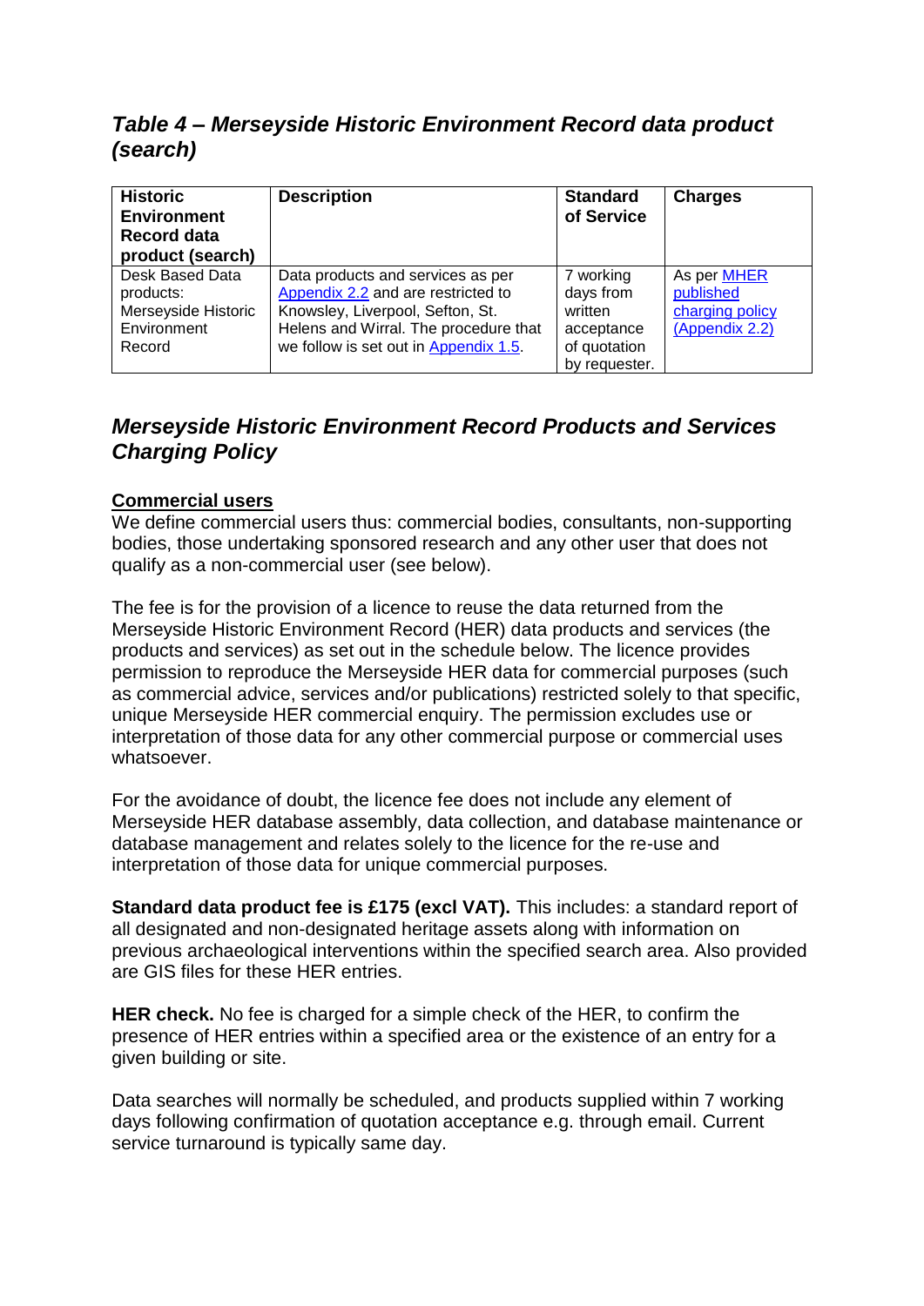## *Table 4 – Merseyside Historic Environment Record data product (search)*

| Historic Environment Record data product (search) | Description | Standard of Service | Charges |
| --- | --- | --- | --- |
| Desk Based Data products: Merseyside Historic Environment Record | Data products and services as per Appendix 2.2 and are restricted to Knowsley, Liverpool, Sefton, St. Helens and Wirral. The procedure that we follow is set out in Appendix 1.5. | 7 working days from written acceptance of quotation by requester. | As per MHER published charging policy (Appendix 2.2) |

## *Merseyside Historic Environment Record Products and Services Charging Policy*

**Commercial users**

We define commercial users thus: commercial bodies, consultants, non-supporting bodies, those undertaking sponsored research and any other user that does not qualify as a non-commercial user (see below).

The fee is for the provision of a licence to reuse the data returned from the Merseyside Historic Environment Record (HER) data products and services (the products and services) as set out in the schedule below. The licence provides permission to reproduce the Merseyside HER data for commercial purposes (such as commercial advice, services and/or publications) restricted solely to that specific, unique Merseyside HER commercial enquiry. The permission excludes use or interpretation of those data for any other commercial purpose or commercial uses whatsoever.

For the avoidance of doubt, the licence fee does not include any element of Merseyside HER database assembly, data collection, and database maintenance or database management and relates solely to the licence for the re-use and interpretation of those data for unique commercial purposes.

**Standard data product fee is £175 (excl VAT).** This includes: a standard report of all designated and non-designated heritage assets along with information on previous archaeological interventions within the specified search area. Also provided are GIS files for these HER entries.

**HER check.** No fee is charged for a simple check of the HER, to confirm the presence of HER entries within a specified area or the existence of an entry for a given building or site.

Data searches will normally be scheduled, and products supplied within 7 working days following confirmation of quotation acceptance e.g. through email. Current service turnaround is typically same day.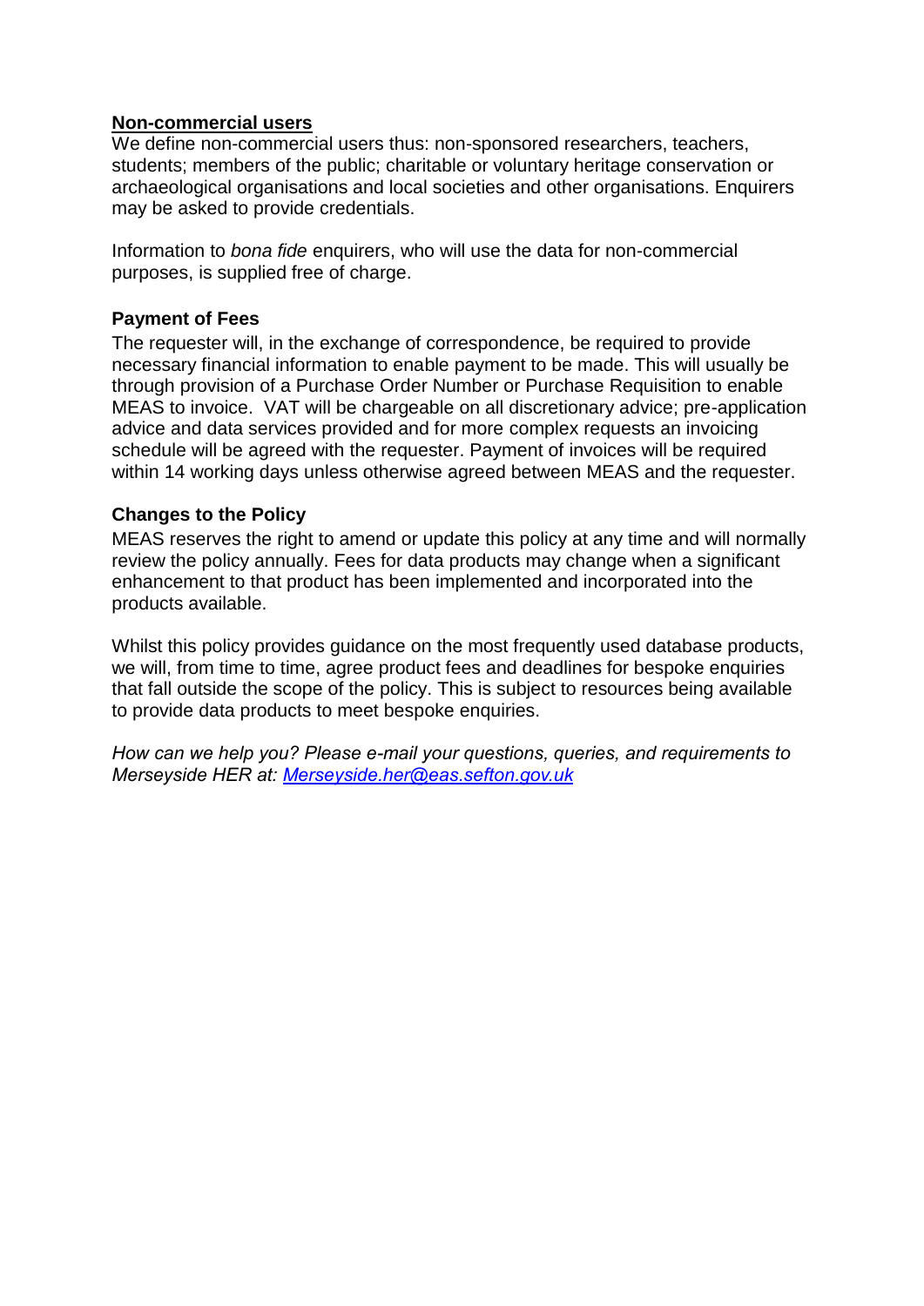**Non-commercial users**

We define non-commercial users thus: non-sponsored researchers, teachers, students; members of the public; charitable or voluntary heritage conservation or archaeological organisations and local societies and other organisations. Enquirers may be asked to provide credentials.

Information to *bona fide* enquirers, who will use the data for non-commercial purposes, is supplied free of charge.

**Payment of Fees**

The requester will, in the exchange of correspondence, be required to provide necessary financial information to enable payment to be made. This will usually be through provision of a Purchase Order Number or Purchase Requisition to enable MEAS to invoice. VAT will be chargeable on all discretionary advice; pre-application advice and data services provided and for more complex requests an invoicing schedule will be agreed with the requester. Payment of invoices will be required within 14 working days unless otherwise agreed between MEAS and the requester.

**Changes to the Policy**

MEAS reserves the right to amend or update this policy at any time and will normally review the policy annually. Fees for data products may change when a significant enhancement to that product has been implemented and incorporated into the products available.

Whilst this policy provides guidance on the most frequently used database products, we will, from time to time, agree product fees and deadlines for bespoke enquiries that fall outside the scope of the policy. This is subject to resources being available to provide data products to meet bespoke enquiries.

*How can we help you? Please e-mail your questions, queries, and requirements to Merseyside HER at: [Merseyside.her@eas.sefton.gov.uk](mailto:Merseyside.her@eas.sefton.gov.uk)*